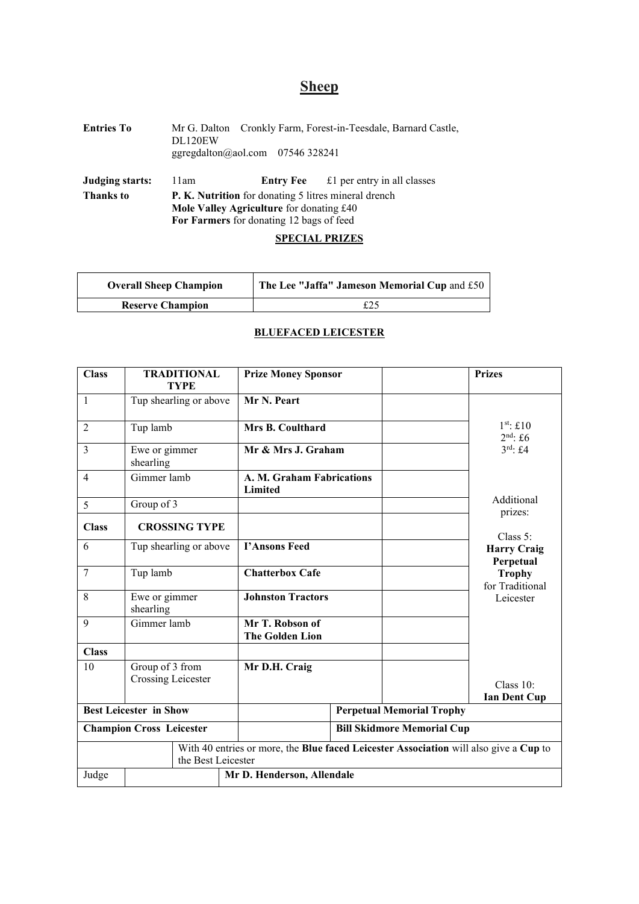# Sheep

**Entries To** Mr G. Dalton Cronkly Farm, Forest-in-Teesdale, Barnard Castle, DL120EW
ggregdalton@aol.com 07546 328241

**Judging starts:** 11am **Entry Fee** £1 per entry in all classes

**Thanks to** **P. K. Nutrition** for donating 5 litres mineral drench
**Mole Valley Agriculture** for donating £40
**For Farmers** for donating 12 bags of feed

**SPECIAL PRIZES**

| **Overall Sheep Champion** | **The Lee "Jaffa" Jameson Memorial Cup** and £50 |
|---|---|
| **Reserve Champion** | £25 |

**BLUEFACED LEICESTER**

| Class | TRADITIONAL TYPE | Prize Money Sponsor | | Prizes |
|---|---|---|---|---|
| 1 | Tup shearling or above | **Mr N. Peart** | | |
| 2 | Tup lamb | **Mrs B. Coulthard** | | 1st: £10<br>2nd: £6<br>3rd: £4 |
| 3 | Ewe or gimmer shearling | **Mr & Mrs J. Graham** | | |
| 4 | Gimmer lamb | **A. M. Graham Fabrications Limited** | | |
| 5 | Group of 3 | | | Additional prizes: |
| **Class** | **CROSSING TYPE** | | | |
| 6 | Tup shearling or above | **I'Ansons Feed** | | Class 5: **Harry Craig Perpetual Trophy** for Traditional Leicester |
| 7 | Tup lamb | **Chatterbox Cafe** | | |
| 8 | Ewe or gimmer shearling | **Johnston Tractors** | | |
| 9 | Gimmer lamb | **Mr T. Robson of The Golden Lion** | | |
| **Class** | | | | |
| 10 | Group of 3 from Crossing Leicester | **Mr D.H. Craig** | | Class 10: **Ian Dent Cup** |
| **Best Leicester in Show** | | | **Perpetual Memorial Trophy** | |
| **Champion Cross Leicester** | | | **Bill Skidmore Memorial Cup** | |
| | With 40 entries or more, the **Blue faced Leicester Association** will also give a **Cup** to the Best Leicester | | | |
| Judge | | **Mr D. Henderson, Allendale** | | |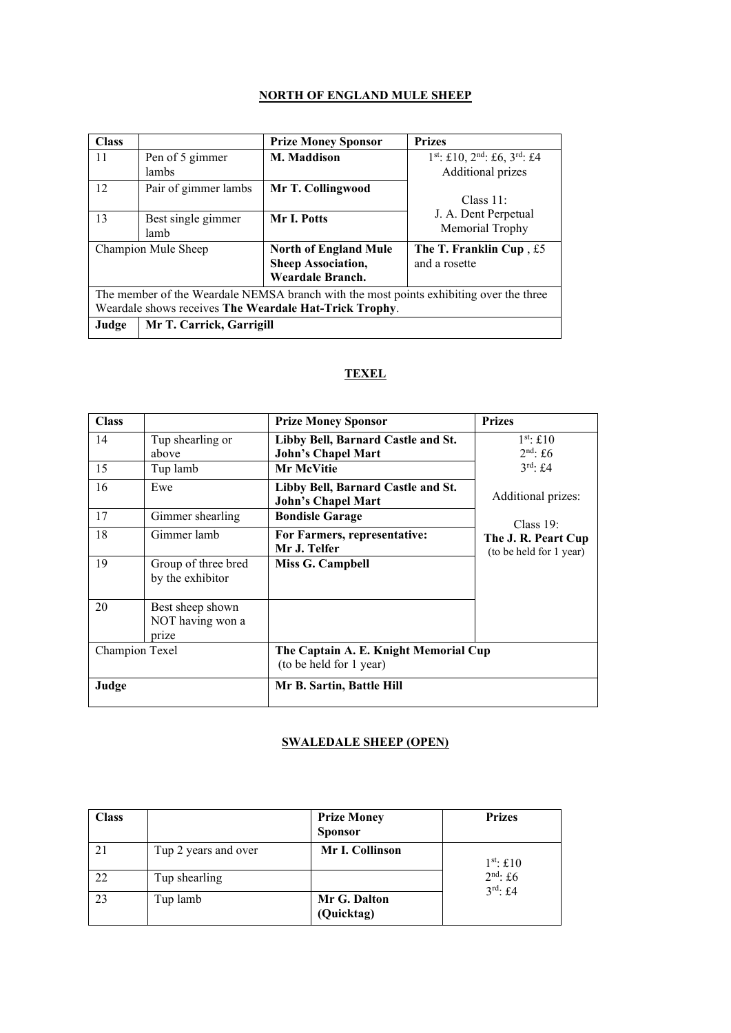## NORTH OF ENGLAND MULE SHEEP

| Class | | Prize Money Sponsor | Prizes |
|---|---|---|---|
| 11 | Pen of 5 gimmer lambs | **M. Maddison** | 1st: £10, 2nd: £6, 3rd: £4 Additional prizes |
| 12 | Pair of gimmer lambs | **Mr T. Collingwood** | Class 11: J. A. Dent Perpetual Memorial Trophy |
| 13 | Best single gimmer lamb | **Mr I. Potts** | |
| Champion Mule Sheep | | **North of England Mule Sheep Association, Weardale Branch.** | **The T. Franklin Cup**, £5 and a rosette |
| The member of the Weardale NEMSA branch with the most points exhibiting over the three Weardale shows receives **The Weardale Hat-Trick Trophy**. | | | |
| **Judge** | **Mr T. Carrick, Garrigill** | | |

## TEXEL

| Class | | Prize Money Sponsor | Prizes |
|---|---|---|---|
| 14 | Tup shearling or above | **Libby Bell, Barnard Castle and St. John's Chapel Mart** | 1st: £10<br>2nd: £6<br>3rd: £4 |
| 15 | Tup lamb | **Mr McVitie** | |
| 16 | Ewe | **Libby Bell, Barnard Castle and St. John's Chapel Mart** | Additional prizes: |
| 17 | Gimmer shearling | **Bondisle Garage** | Class 19: |
| 18 | Gimmer lamb | **For Farmers, representative: Mr J. Telfer** | **The J. R. Peart Cup** (to be held for 1 year) |
| 19 | Group of three bred by the exhibitor | **Miss G. Campbell** | |
| 20 | Best sheep shown NOT having won a prize | | |
| Champion Texel | | **The Captain A. E. Knight Memorial Cup** (to be held for 1 year) | |
| **Judge** | | **Mr B. Sartin, Battle Hill** | |

## SWALEDALE SHEEP (OPEN)

| Class | | Prize Money Sponsor | Prizes |
|---|---|---|---|
| 21 | Tup 2 years and over | **Mr I. Collinson** | 1st: £10<br>2nd: £6<br>3rd: £4 |
| 22 | Tup shearling | | |
| 23 | Tup lamb | **Mr G. Dalton (Quicktag)** | |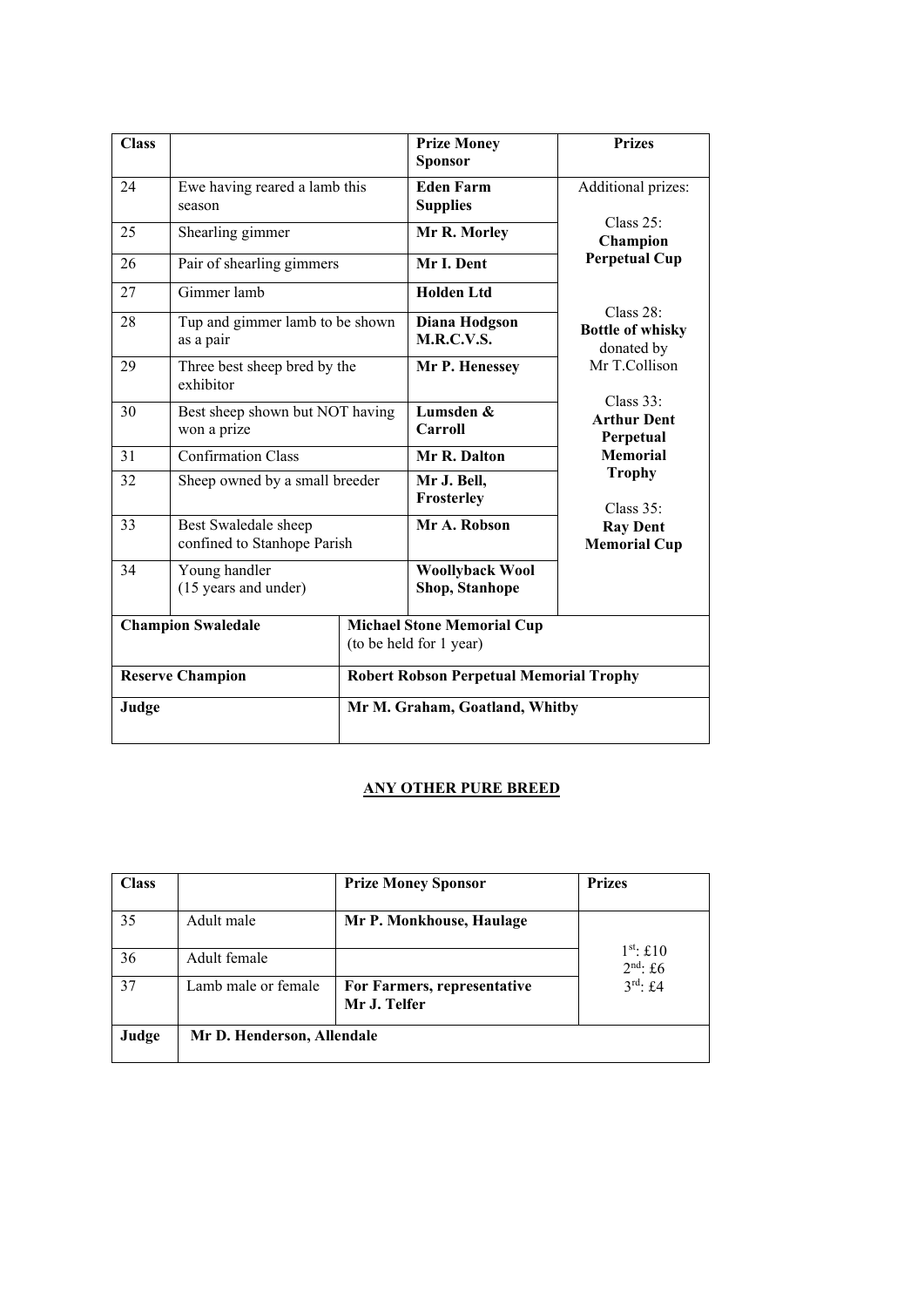| Class | | Prize Money Sponsor | Prizes |
|---|---|---|---|
| 24 | Ewe having reared a lamb this season | **Eden Farm Supplies** | Additional prizes: |
| 25 | Shearling gimmer | **Mr R. Morley** | Class 25: **Champion Perpetual Cup** |
| 26 | Pair of shearling gimmers | **Mr I. Dent** | |
| 27 | Gimmer lamb | **Holden Ltd** | |
| 28 | Tup and gimmer lamb to be shown as a pair | **Diana Hodgson M.R.C.V.S.** | Class 28: **Bottle of whisky** donated by Mr T.Collison |
| 29 | Three best sheep bred by the exhibitor | **Mr P. Henessey** | |
| 30 | Best sheep shown but NOT having won a prize | **Lumsden & Carroll** | Class 33: **Arthur Dent Perpetual Memorial Trophy** |
| 31 | Confirmation Class | **Mr R. Dalton** | |
| 32 | Sheep owned by a small breeder | **Mr J. Bell, Frosterley** | Class 35: **Ray Dent Memorial Cup** |
| 33 | Best Swaledale sheep confined to Stanhope Parish | **Mr A. Robson** | |
| 34 | Young handler (15 years and under) | **Woollyback Wool Shop, Stanhope** | |
| **Champion Swaledale** | | **Michael Stone Memorial Cup** (to be held for 1 year) | |
| **Reserve Champion** | | **Robert Robson Perpetual Memorial Trophy** | |
| **Judge** | | **Mr M. Graham, Goatland, Whitby** | |

## ANY OTHER PURE BREED

| Class | | Prize Money Sponsor | Prizes |
|---|---|---|---|
| 35 | Adult male | **Mr P. Monkhouse, Haulage** | 1st: £10<br>2nd: £6<br>3rd: £4 |
| 36 | Adult female | | |
| 37 | Lamb male or female | **For Farmers, representative Mr J. Telfer** | |
| **Judge** | **Mr D. Henderson, Allendale** | | |